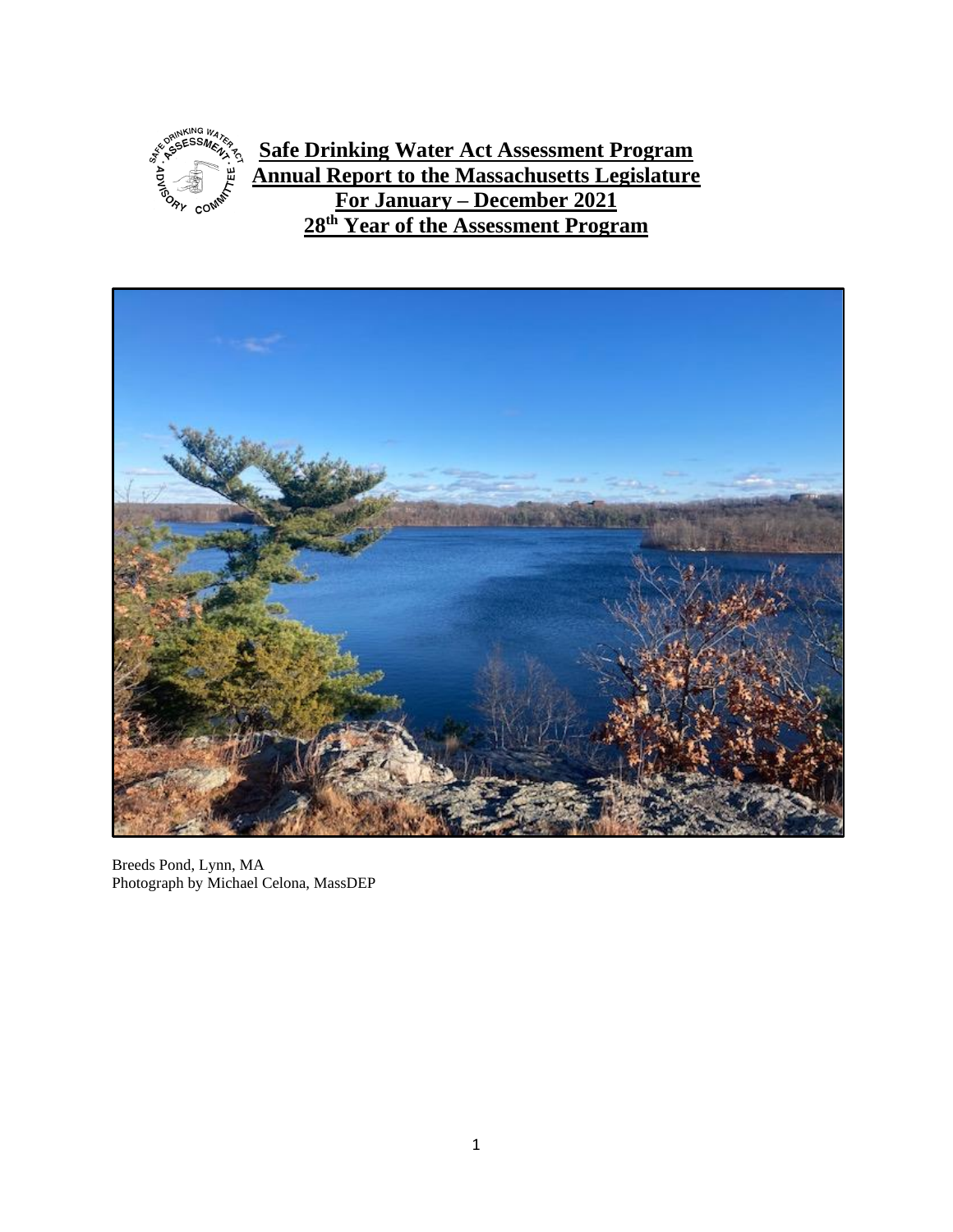# Safe Drinking Water Act Assessment Program
# Annual Report to the Massachusetts Legislature
# For January – December 2021
# 28th Year of the Assessment Program

Breeds Pond, Lynn, MA
Photograph by Michael Celona, MassDEP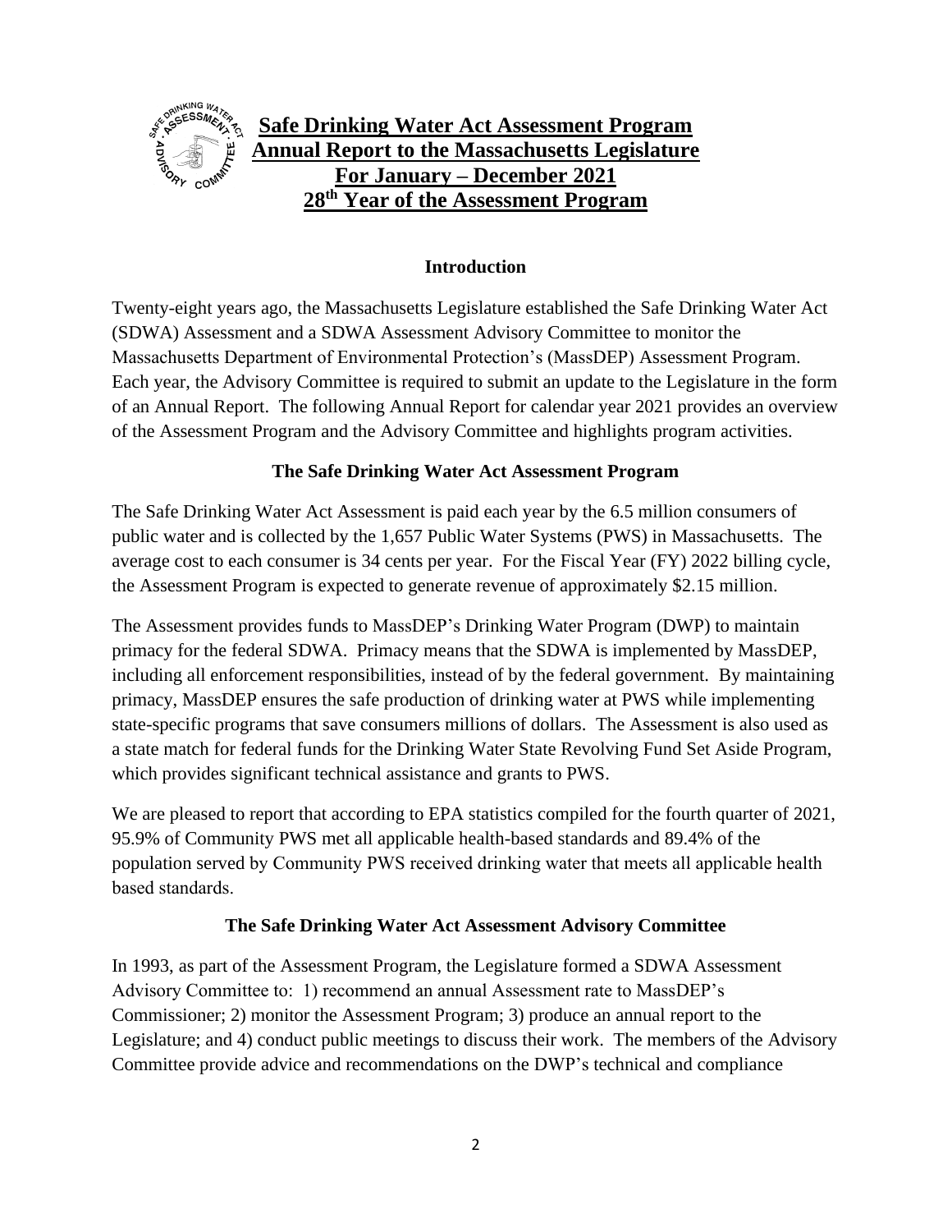# Safe Drinking Water Act Assessment Program
# Annual Report to the Massachusetts Legislature
# For January – December 2021
# 28th Year of the Assessment Program

## Introduction

Twenty-eight years ago, the Massachusetts Legislature established the Safe Drinking Water Act (SDWA) Assessment and a SDWA Assessment Advisory Committee to monitor the Massachusetts Department of Environmental Protection's (MassDEP) Assessment Program. Each year, the Advisory Committee is required to submit an update to the Legislature in the form of an Annual Report. The following Annual Report for calendar year 2021 provides an overview of the Assessment Program and the Advisory Committee and highlights program activities.

## The Safe Drinking Water Act Assessment Program

The Safe Drinking Water Act Assessment is paid each year by the 6.5 million consumers of public water and is collected by the 1,657 Public Water Systems (PWS) in Massachusetts. The average cost to each consumer is 34 cents per year. For the Fiscal Year (FY) 2022 billing cycle, the Assessment Program is expected to generate revenue of approximately $2.15 million.

The Assessment provides funds to MassDEP's Drinking Water Program (DWP) to maintain primacy for the federal SDWA. Primacy means that the SDWA is implemented by MassDEP, including all enforcement responsibilities, instead of by the federal government. By maintaining primacy, MassDEP ensures the safe production of drinking water at PWS while implementing state-specific programs that save consumers millions of dollars. The Assessment is also used as a state match for federal funds for the Drinking Water State Revolving Fund Set Aside Program, which provides significant technical assistance and grants to PWS.

We are pleased to report that according to EPA statistics compiled for the fourth quarter of 2021, 95.9% of Community PWS met all applicable health-based standards and 89.4% of the population served by Community PWS received drinking water that meets all applicable health based standards.

## The Safe Drinking Water Act Assessment Advisory Committee

In 1993, as part of the Assessment Program, the Legislature formed a SDWA Assessment Advisory Committee to: 1) recommend an annual Assessment rate to MassDEP's Commissioner; 2) monitor the Assessment Program; 3) produce an annual report to the Legislature; and 4) conduct public meetings to discuss their work. The members of the Advisory Committee provide advice and recommendations on the DWP's technical and compliance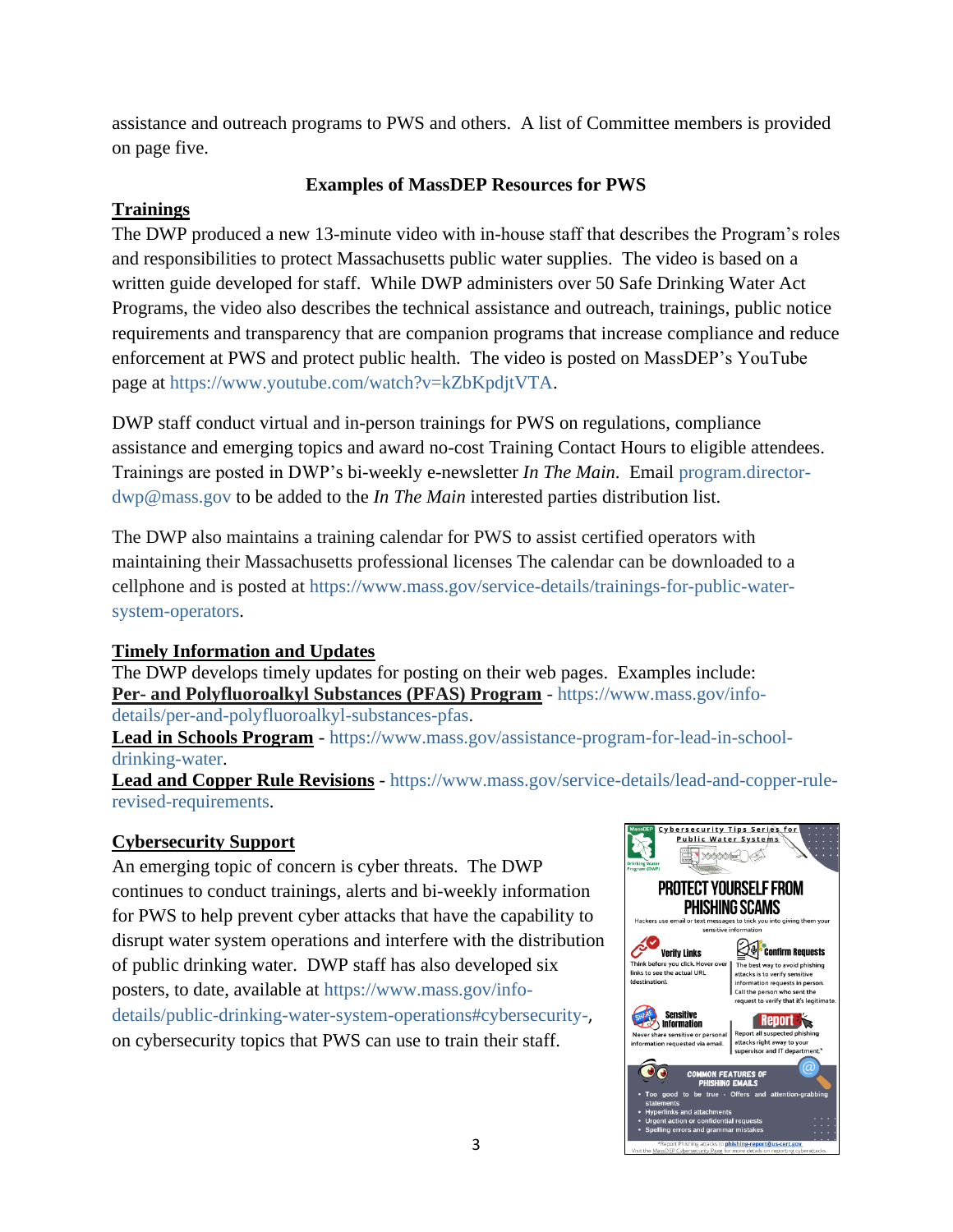assistance and outreach programs to PWS and others. A list of Committee members is provided on page five.

## Examples of MassDEP Resources for PWS

### Trainings

The DWP produced a new 13-minute video with in-house staff that describes the Program's roles and responsibilities to protect Massachusetts public water supplies. The video is based on a written guide developed for staff. While DWP administers over 50 Safe Drinking Water Act Programs, the video also describes the technical assistance and outreach, trainings, public notice requirements and transparency that are companion programs that increase compliance and reduce enforcement at PWS and protect public health. The video is posted on MassDEP's YouTube page at https://www.youtube.com/watch?v=kZbKpdjtVTA.

DWP staff conduct virtual and in-person trainings for PWS on regulations, compliance assistance and emerging topics and award no-cost Training Contact Hours to eligible attendees. Trainings are posted in DWP's bi-weekly e-newsletter *In The Main*. Email program.director-dwp@mass.gov to be added to the *In The Main* interested parties distribution list.

The DWP also maintains a training calendar for PWS to assist certified operators with maintaining their Massachusetts professional licenses The calendar can be downloaded to a cellphone and is posted at https://www.mass.gov/service-details/trainings-for-public-water-system-operators.

### Timely Information and Updates

The DWP develops timely updates for posting on their web pages. Examples include:

**Per- and Polyfluoroalkyl Substances (PFAS) Program** - https://www.mass.gov/info-details/per-and-polyfluoroalkyl-substances-pfas.

**Lead in Schools Program** - https://www.mass.gov/assistance-program-for-lead-in-school-drinking-water.

**Lead and Copper Rule Revisions** - https://www.mass.gov/service-details/lead-and-copper-rule-revised-requirements.

### Cybersecurity Support

An emerging topic of concern is cyber threats. The DWP continues to conduct trainings, alerts and bi-weekly information for PWS to help prevent cyber attacks that have the capability to disrupt water system operations and interfere with the distribution of public drinking water. DWP staff has also developed six posters, to date, available at https://www.mass.gov/info-details/public-drinking-water-system-operations#cybersecurity-, on cybersecurity topics that PWS can use to train their staff.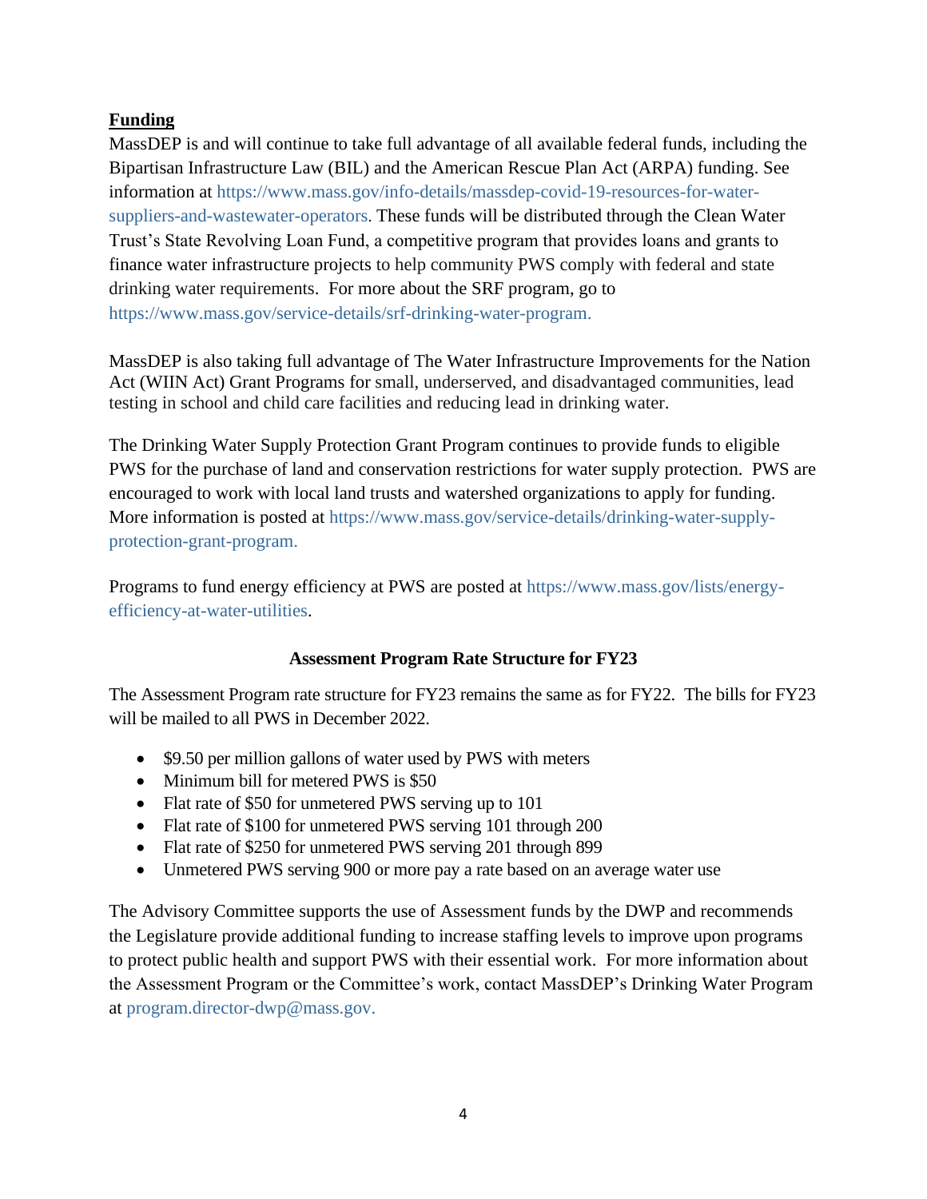**Funding**

MassDEP is and will continue to take full advantage of all available federal funds, including the Bipartisan Infrastructure Law (BIL) and the American Rescue Plan Act (ARPA) funding. See information at https://www.mass.gov/info-details/massdep-covid-19-resources-for-water-suppliers-and-wastewater-operators. These funds will be distributed through the Clean Water Trust's State Revolving Loan Fund, a competitive program that provides loans and grants to finance water infrastructure projects to help community PWS comply with federal and state drinking water requirements. For more about the SRF program, go to https://www.mass.gov/service-details/srf-drinking-water-program.

MassDEP is also taking full advantage of The Water Infrastructure Improvements for the Nation Act (WIIN Act) Grant Programs for small, underserved, and disadvantaged communities, lead testing in school and child care facilities and reducing lead in drinking water.

The Drinking Water Supply Protection Grant Program continues to provide funds to eligible PWS for the purchase of land and conservation restrictions for water supply protection. PWS are encouraged to work with local land trusts and watershed organizations to apply for funding. More information is posted at https://www.mass.gov/service-details/drinking-water-supply-protection-grant-program.

Programs to fund energy efficiency at PWS are posted at https://www.mass.gov/lists/energy-efficiency-at-water-utilities.

**Assessment Program Rate Structure for FY23**

The Assessment Program rate structure for FY23 remains the same as for FY22. The bills for FY23 will be mailed to all PWS in December 2022.

- $9.50 per million gallons of water used by PWS with meters
- Minimum bill for metered PWS is $50
- Flat rate of $50 for unmetered PWS serving up to 101
- Flat rate of $100 for unmetered PWS serving 101 through 200
- Flat rate of $250 for unmetered PWS serving 201 through 899
- Unmetered PWS serving 900 or more pay a rate based on an average water use

The Advisory Committee supports the use of Assessment funds by the DWP and recommends the Legislature provide additional funding to increase staffing levels to improve upon programs to protect public health and support PWS with their essential work. For more information about the Assessment Program or the Committee's work, contact MassDEP's Drinking Water Program at program.director-dwp@mass.gov.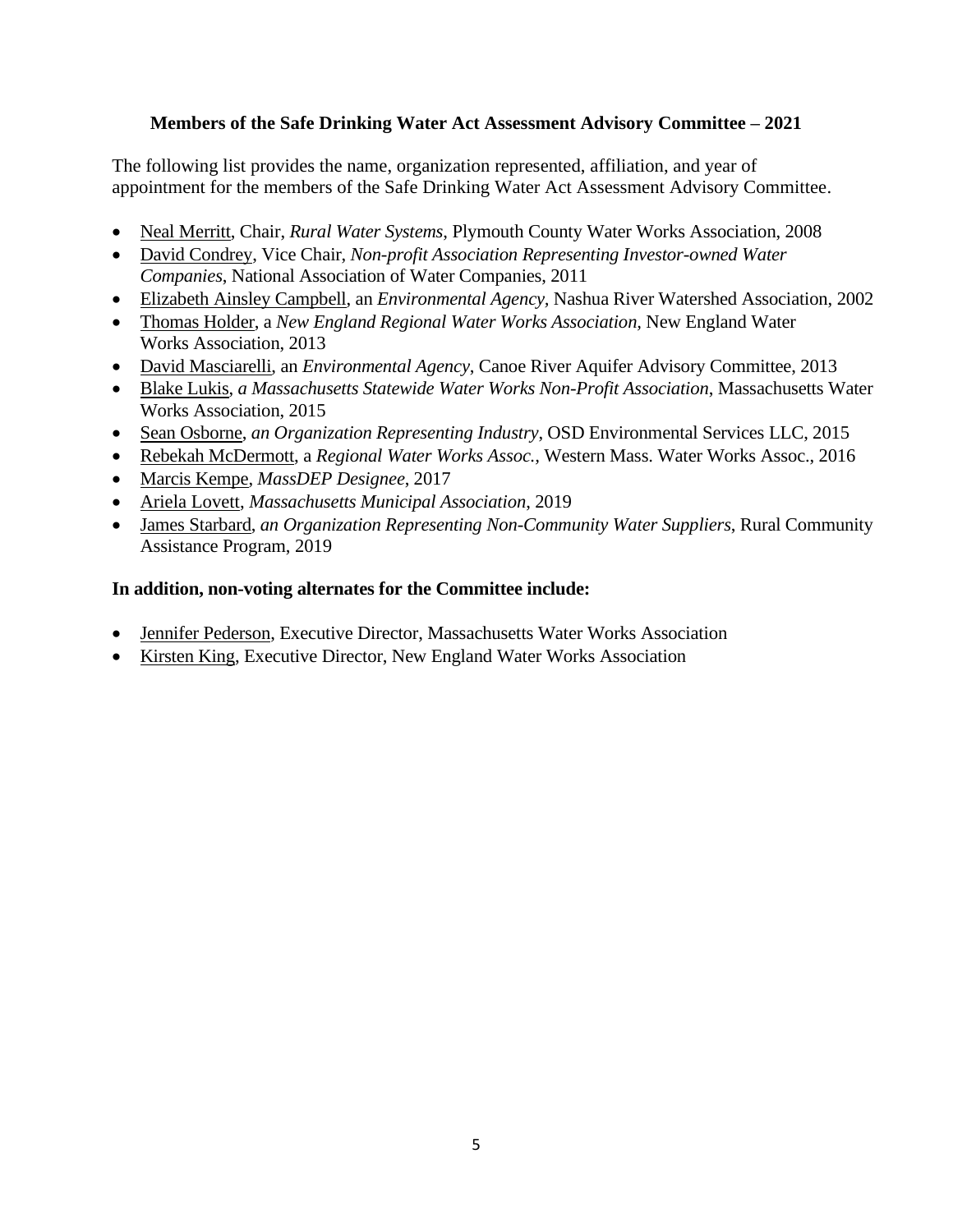**Members of the Safe Drinking Water Act Assessment Advisory Committee – 2021**

The following list provides the name, organization represented, affiliation, and year of appointment for the members of the Safe Drinking Water Act Assessment Advisory Committee.

- Neal Merritt, Chair, *Rural Water Systems*, Plymouth County Water Works Association, 2008
- David Condrey, Vice Chair, *Non-profit Association Representing Investor-owned Water Companies*, National Association of Water Companies, 2011
- Elizabeth Ainsley Campbell, an *Environmental Agency*, Nashua River Watershed Association, 2002
- Thomas Holder, a *New England Regional Water Works Association*, New England Water Works Association, 2013
- David Masciarelli, an *Environmental Agency*, Canoe River Aquifer Advisory Committee, 2013
- Blake Lukis, *a Massachusetts Statewide Water Works Non-Profit Association*, Massachusetts Water Works Association, 2015
- Sean Osborne, *an Organization Representing Industry*, OSD Environmental Services LLC, 2015
- Rebekah McDermott, a *Regional Water Works Assoc.*, Western Mass. Water Works Assoc., 2016
- Marcis Kempe, *MassDEP Designee*, 2017
- Ariela Lovett, *Massachusetts Municipal Association*, 2019
- James Starbard, *an Organization Representing Non-Community Water Suppliers*, Rural Community Assistance Program, 2019

**In addition, non-voting alternates for the Committee include:**

- Jennifer Pederson, Executive Director, Massachusetts Water Works Association
- Kirsten King, Executive Director, New England Water Works Association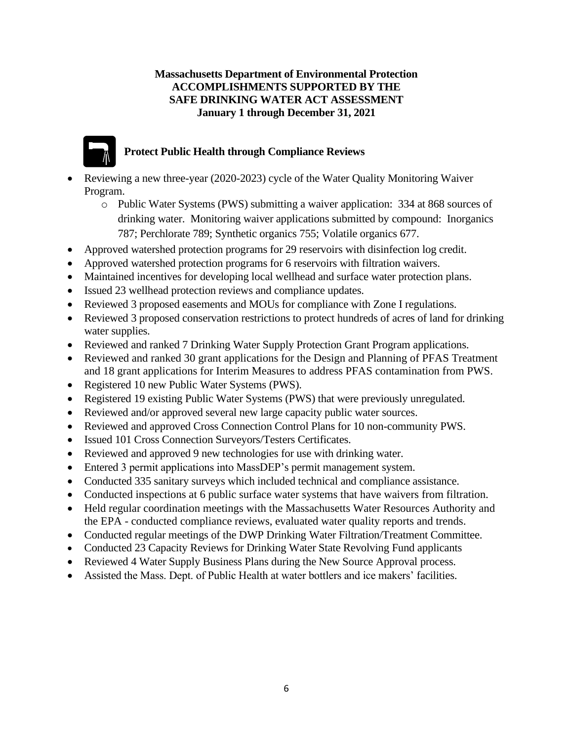**Massachusetts Department of Environmental Protection**
**ACCOMPLISHMENTS SUPPORTED BY THE**
**SAFE DRINKING WATER ACT ASSESSMENT**
**January 1 through December 31, 2021**

## Protect Public Health through Compliance Reviews

- Reviewing a new three-year (2020-2023) cycle of the Water Quality Monitoring Waiver Program.
  - Public Water Systems (PWS) submitting a waiver application: 334 at 868 sources of drinking water. Monitoring waiver applications submitted by compound: Inorganics 787; Perchlorate 789; Synthetic organics 755; Volatile organics 677.
- Approved watershed protection programs for 29 reservoirs with disinfection log credit.
- Approved watershed protection programs for 6 reservoirs with filtration waivers.
- Maintained incentives for developing local wellhead and surface water protection plans.
- Issued 23 wellhead protection reviews and compliance updates.
- Reviewed 3 proposed easements and MOUs for compliance with Zone I regulations.
- Reviewed 3 proposed conservation restrictions to protect hundreds of acres of land for drinking water supplies.
- Reviewed and ranked 7 Drinking Water Supply Protection Grant Program applications.
- Reviewed and ranked 30 grant applications for the Design and Planning of PFAS Treatment and 18 grant applications for Interim Measures to address PFAS contamination from PWS.
- Registered 10 new Public Water Systems (PWS).
- Registered 19 existing Public Water Systems (PWS) that were previously unregulated.
- Reviewed and/or approved several new large capacity public water sources.
- Reviewed and approved Cross Connection Control Plans for 10 non-community PWS.
- Issued 101 Cross Connection Surveyors/Testers Certificates.
- Reviewed and approved 9 new technologies for use with drinking water.
- Entered 3 permit applications into MassDEP's permit management system.
- Conducted 335 sanitary surveys which included technical and compliance assistance.
- Conducted inspections at 6 public surface water systems that have waivers from filtration.
- Held regular coordination meetings with the Massachusetts Water Resources Authority and the EPA - conducted compliance reviews, evaluated water quality reports and trends.
- Conducted regular meetings of the DWP Drinking Water Filtration/Treatment Committee.
- Conducted 23 Capacity Reviews for Drinking Water State Revolving Fund applicants
- Reviewed 4 Water Supply Business Plans during the New Source Approval process.
- Assisted the Mass. Dept. of Public Health at water bottlers and ice makers' facilities.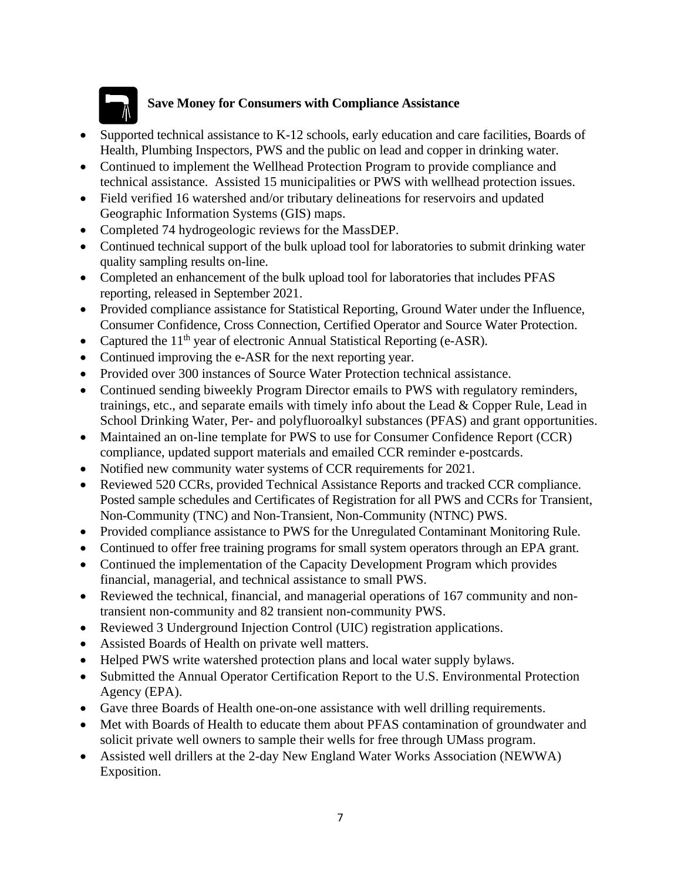**Save Money for Consumers with Compliance Assistance**

- Supported technical assistance to K-12 schools, early education and care facilities, Boards of Health, Plumbing Inspectors, PWS and the public on lead and copper in drinking water.
- Continued to implement the Wellhead Protection Program to provide compliance and technical assistance. Assisted 15 municipalities or PWS with wellhead protection issues.
- Field verified 16 watershed and/or tributary delineations for reservoirs and updated Geographic Information Systems (GIS) maps.
- Completed 74 hydrogeologic reviews for the MassDEP.
- Continued technical support of the bulk upload tool for laboratories to submit drinking water quality sampling results on-line.
- Completed an enhancement of the bulk upload tool for laboratories that includes PFAS reporting, released in September 2021.
- Provided compliance assistance for Statistical Reporting, Ground Water under the Influence, Consumer Confidence, Cross Connection, Certified Operator and Source Water Protection.
- Captured the 11th year of electronic Annual Statistical Reporting (e-ASR).
- Continued improving the e-ASR for the next reporting year.
- Provided over 300 instances of Source Water Protection technical assistance.
- Continued sending biweekly Program Director emails to PWS with regulatory reminders, trainings, etc., and separate emails with timely info about the Lead & Copper Rule, Lead in School Drinking Water, Per- and polyfluoroalkyl substances (PFAS) and grant opportunities.
- Maintained an on-line template for PWS to use for Consumer Confidence Report (CCR) compliance, updated support materials and emailed CCR reminder e-postcards.
- Notified new community water systems of CCR requirements for 2021.
- Reviewed 520 CCRs, provided Technical Assistance Reports and tracked CCR compliance. Posted sample schedules and Certificates of Registration for all PWS and CCRs for Transient, Non-Community (TNC) and Non-Transient, Non-Community (NTNC) PWS.
- Provided compliance assistance to PWS for the Unregulated Contaminant Monitoring Rule.
- Continued to offer free training programs for small system operators through an EPA grant.
- Continued the implementation of the Capacity Development Program which provides financial, managerial, and technical assistance to small PWS.
- Reviewed the technical, financial, and managerial operations of 167 community and non-transient non-community and 82 transient non-community PWS.
- Reviewed 3 Underground Injection Control (UIC) registration applications.
- Assisted Boards of Health on private well matters.
- Helped PWS write watershed protection plans and local water supply bylaws.
- Submitted the Annual Operator Certification Report to the U.S. Environmental Protection Agency (EPA).
- Gave three Boards of Health one-on-one assistance with well drilling requirements.
- Met with Boards of Health to educate them about PFAS contamination of groundwater and solicit private well owners to sample their wells for free through UMass program.
- Assisted well drillers at the 2-day New England Water Works Association (NEWWA) Exposition.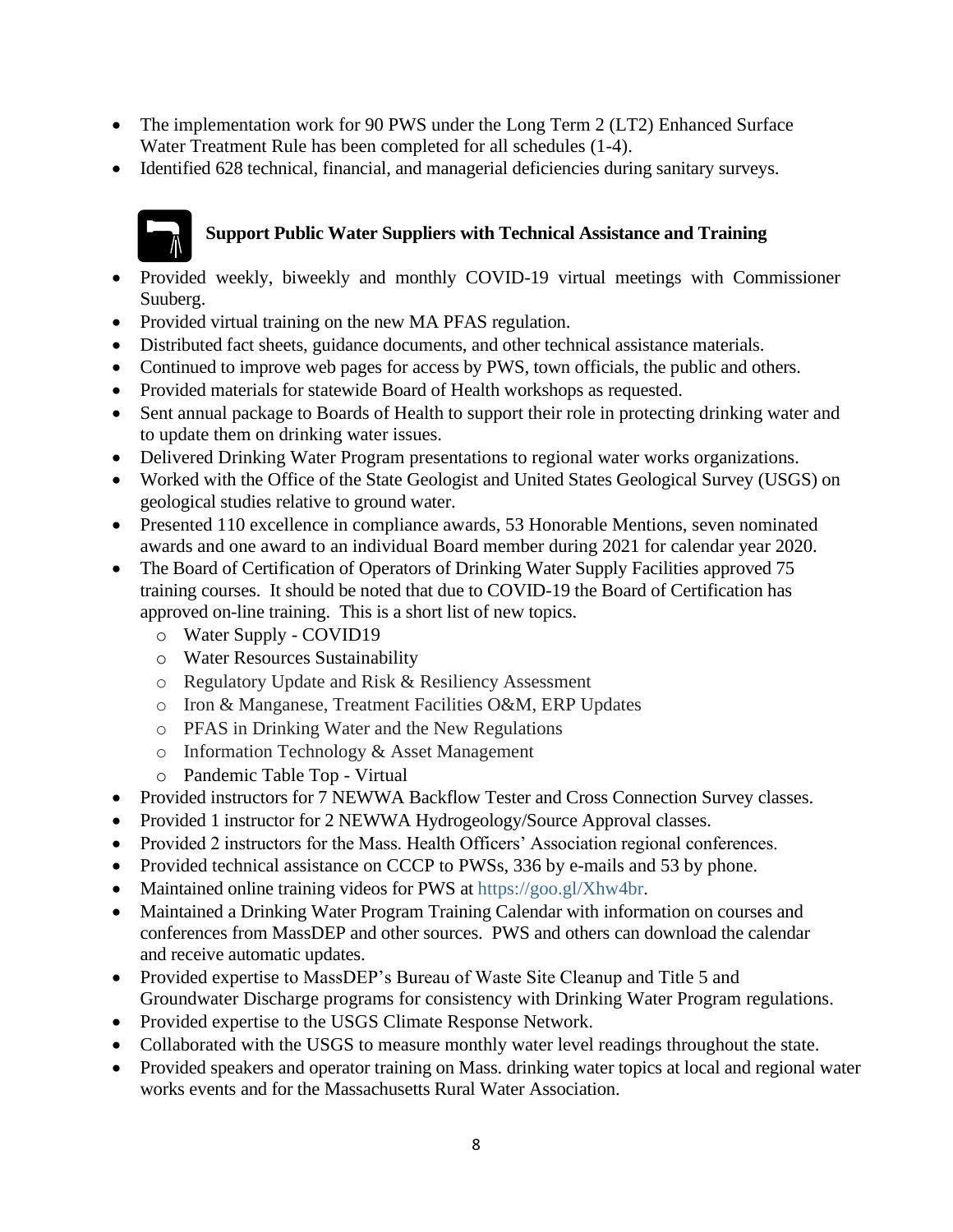- The implementation work for 90 PWS under the Long Term 2 (LT2) Enhanced Surface Water Treatment Rule has been completed for all schedules (1-4).
- Identified 628 technical, financial, and managerial deficiencies during sanitary surveys.

### Support Public Water Suppliers with Technical Assistance and Training

- Provided weekly, biweekly and monthly COVID-19 virtual meetings with Commissioner Suuberg.
- Provided virtual training on the new MA PFAS regulation.
- Distributed fact sheets, guidance documents, and other technical assistance materials.
- Continued to improve web pages for access by PWS, town officials, the public and others.
- Provided materials for statewide Board of Health workshops as requested.
- Sent annual package to Boards of Health to support their role in protecting drinking water and to update them on drinking water issues.
- Delivered Drinking Water Program presentations to regional water works organizations.
- Worked with the Office of the State Geologist and United States Geological Survey (USGS) on geological studies relative to ground water.
- Presented 110 excellence in compliance awards, 53 Honorable Mentions, seven nominated awards and one award to an individual Board member during 2021 for calendar year 2020.
- The Board of Certification of Operators of Drinking Water Supply Facilities approved 75 training courses. It should be noted that due to COVID-19 the Board of Certification has approved on-line training. This is a short list of new topics.
  - Water Supply - COVID19
  - Water Resources Sustainability
  - Regulatory Update and Risk & Resiliency Assessment
  - Iron & Manganese, Treatment Facilities O&M, ERP Updates
  - PFAS in Drinking Water and the New Regulations
  - Information Technology & Asset Management
  - Pandemic Table Top - Virtual
- Provided instructors for 7 NEWWA Backflow Tester and Cross Connection Survey classes.
- Provided 1 instructor for 2 NEWWA Hydrogeology/Source Approval classes.
- Provided 2 instructors for the Mass. Health Officers' Association regional conferences.
- Provided technical assistance on CCCP to PWSs, 336 by e-mails and 53 by phone.
- Maintained online training videos for PWS at https://goo.gl/Xhw4br.
- Maintained a Drinking Water Program Training Calendar with information on courses and conferences from MassDEP and other sources. PWS and others can download the calendar and receive automatic updates.
- Provided expertise to MassDEP's Bureau of Waste Site Cleanup and Title 5 and Groundwater Discharge programs for consistency with Drinking Water Program regulations.
- Provided expertise to the USGS Climate Response Network.
- Collaborated with the USGS to measure monthly water level readings throughout the state.
- Provided speakers and operator training on Mass. drinking water topics at local and regional water works events and for the Massachusetts Rural Water Association.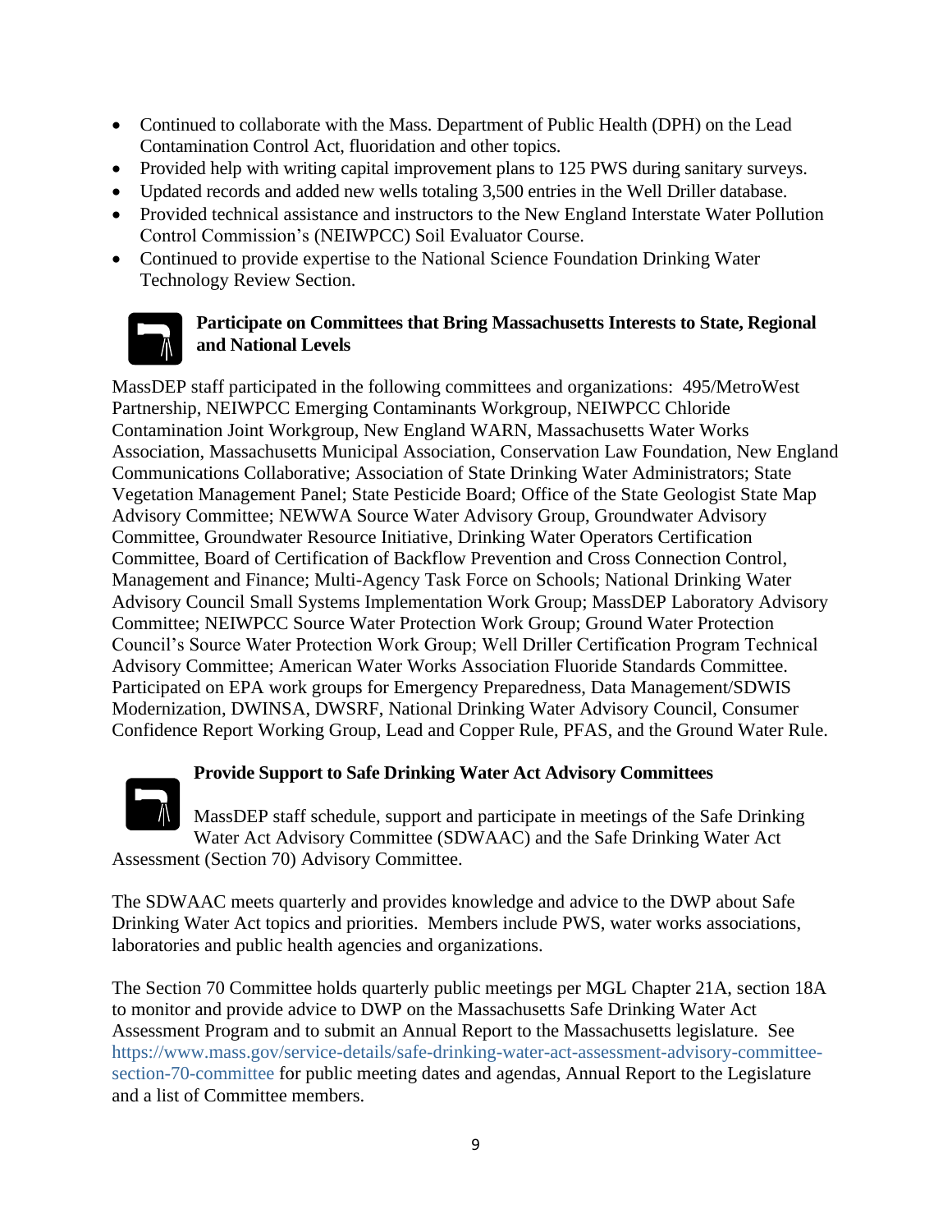- Continued to collaborate with the Mass. Department of Public Health (DPH) on the Lead Contamination Control Act, fluoridation and other topics.
- Provided help with writing capital improvement plans to 125 PWS during sanitary surveys.
- Updated records and added new wells totaling 3,500 entries in the Well Driller database.
- Provided technical assistance and instructors to the New England Interstate Water Pollution Control Commission's (NEIWPCC) Soil Evaluator Course.
- Continued to provide expertise to the National Science Foundation Drinking Water Technology Review Section.

### Participate on Committees that Bring Massachusetts Interests to State, Regional and National Levels

MassDEP staff participated in the following committees and organizations: 495/MetroWest Partnership, NEIWPCC Emerging Contaminants Workgroup, NEIWPCC Chloride Contamination Joint Workgroup, New England WARN, Massachusetts Water Works Association, Massachusetts Municipal Association, Conservation Law Foundation, New England Communications Collaborative; Association of State Drinking Water Administrators; State Vegetation Management Panel; State Pesticide Board; Office of the State Geologist State Map Advisory Committee; NEWWA Source Water Advisory Group, Groundwater Advisory Committee, Groundwater Resource Initiative, Drinking Water Operators Certification Committee, Board of Certification of Backflow Prevention and Cross Connection Control, Management and Finance; Multi-Agency Task Force on Schools; National Drinking Water Advisory Council Small Systems Implementation Work Group; MassDEP Laboratory Advisory Committee; NEIWPCC Source Water Protection Work Group; Ground Water Protection Council's Source Water Protection Work Group; Well Driller Certification Program Technical Advisory Committee; American Water Works Association Fluoride Standards Committee. Participated on EPA work groups for Emergency Preparedness, Data Management/SDWIS Modernization, DWINSA, DWSRF, National Drinking Water Advisory Council, Consumer Confidence Report Working Group, Lead and Copper Rule, PFAS, and the Ground Water Rule.

### Provide Support to Safe Drinking Water Act Advisory Committees

MassDEP staff schedule, support and participate in meetings of the Safe Drinking Water Act Advisory Committee (SDWAAC) and the Safe Drinking Water Act Assessment (Section 70) Advisory Committee.

The SDWAAC meets quarterly and provides knowledge and advice to the DWP about Safe Drinking Water Act topics and priorities. Members include PWS, water works associations, laboratories and public health agencies and organizations.

The Section 70 Committee holds quarterly public meetings per MGL Chapter 21A, section 18A to monitor and provide advice to DWP on the Massachusetts Safe Drinking Water Act Assessment Program and to submit an Annual Report to the Massachusetts legislature. See https://www.mass.gov/service-details/safe-drinking-water-act-assessment-advisory-committee-section-70-committee for public meeting dates and agendas, Annual Report to the Legislature and a list of Committee members.